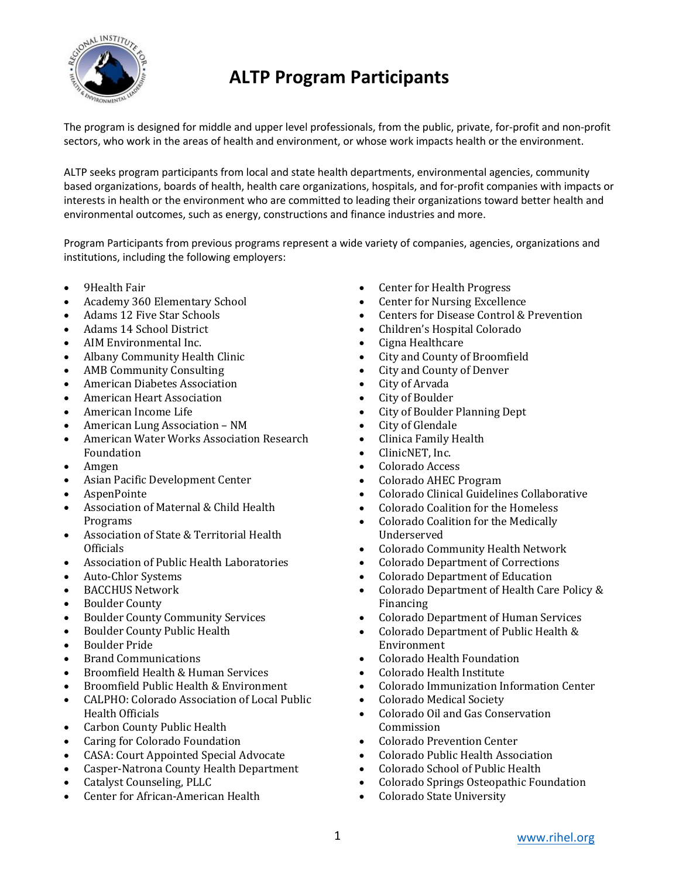# ALTP Program Participants

The program is designed for middle and upper level professionals, from the public, private, for-profit and non-profit sectors, who work in the areas of health and environment, or whose work impacts health or the environment.

ALTP seeks program participants from local and state health departments, environmental agencies, community based organizations, boards of health, health care organizations, hospitals, and for-profit companies with impacts or interests in health or the environment who are committed to leading their organizations toward better health and environmental outcomes, such as energy, constructions and finance industries and more.

Program Participants from previous programs represent a wide variety of companies, agencies, organizations and institutions, including the following employers:

- 9Health Fair
- Academy 360 Elementary School
- Adams 12 Five Star Schools
- Adams 14 School District
- AIM Environmental Inc.
- Albany Community Health Clinic
- AMB Community Consulting
- American Diabetes Association
- American Heart Association
- American Income Life
- American Lung Association – NM
- American Water Works Association Research Foundation
- Amgen
- Asian Pacific Development Center
- AspenPointe
- Association of Maternal & Child Health Programs
- Association of State & Territorial Health Officials
- Association of Public Health Laboratories
- Auto-Chlor Systems
- BACCHUS Network
- Boulder County
- Boulder County Community Services
- Boulder County Public Health
- Boulder Pride
- Brand Communications
- Broomfield Health & Human Services
- Broomfield Public Health & Environment
- CALPHO: Colorado Association of Local Public Health Officials
- Carbon County Public Health
- Caring for Colorado Foundation
- CASA: Court Appointed Special Advocate
- Casper-Natrona County Health Department
- Catalyst Counseling, PLLC
- Center for African-American Health
- Center for Health Progress
- Center for Nursing Excellence
- Centers for Disease Control & Prevention
- Children's Hospital Colorado
- Cigna Healthcare
- City and County of Broomfield
- City and County of Denver
- City of Arvada
- City of Boulder
- City of Boulder Planning Dept
- City of Glendale
- Clinica Family Health
- ClinicNET, Inc.
- Colorado Access
- Colorado AHEC Program
- Colorado Clinical Guidelines Collaborative
- Colorado Coalition for the Homeless
- Colorado Coalition for the Medically Underserved
- Colorado Community Health Network
- Colorado Department of Corrections
- Colorado Department of Education
- Colorado Department of Health Care Policy & Financing
- Colorado Department of Human Services
- Colorado Department of Public Health & Environment
- Colorado Health Foundation
- Colorado Health Institute
- Colorado Immunization Information Center
- Colorado Medical Society
- Colorado Oil and Gas Conservation Commission
- Colorado Prevention Center
- Colorado Public Health Association
- Colorado School of Public Health
- Colorado Springs Osteopathic Foundation
- Colorado State University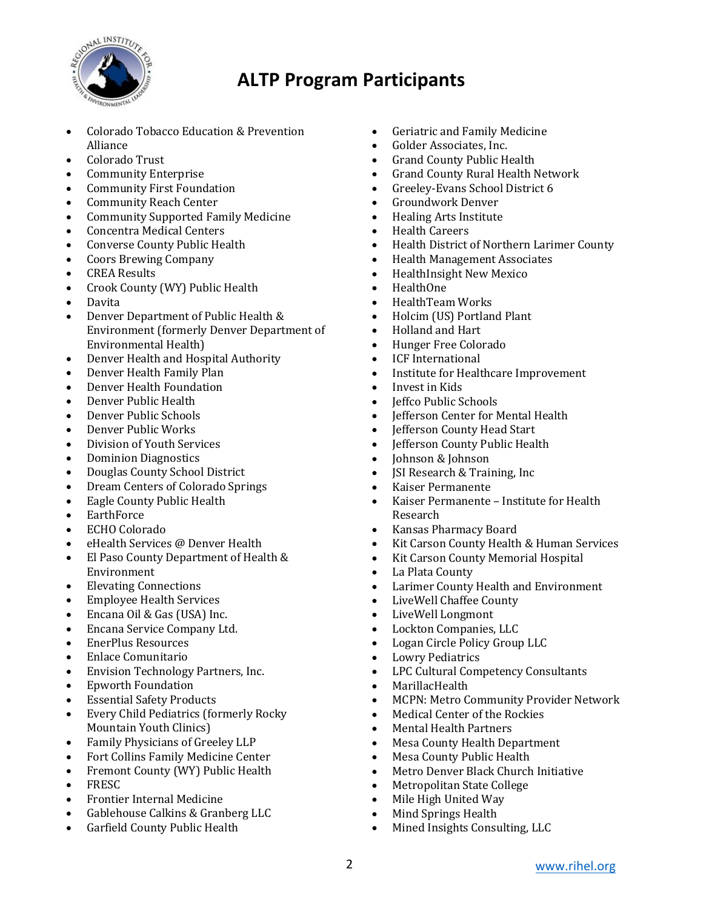# ALTP Program Participants

- Colorado Tobacco Education & Prevention Alliance
- Colorado Trust
- Community Enterprise
- Community First Foundation
- Community Reach Center
- Community Supported Family Medicine
- Concentra Medical Centers
- Converse County Public Health
- Coors Brewing Company
- CREA Results
- Crook County (WY) Public Health
- Davita
- Denver Department of Public Health & Environment (formerly Denver Department of Environmental Health)
- Denver Health and Hospital Authority
- Denver Health Family Plan
- Denver Health Foundation
- Denver Public Health
- Denver Public Schools
- Denver Public Works
- Division of Youth Services
- Dominion Diagnostics
- Douglas County School District
- Dream Centers of Colorado Springs
- Eagle County Public Health
- EarthForce
- ECHO Colorado
- eHealth Services @ Denver Health
- El Paso County Department of Health & Environment
- Elevating Connections
- Employee Health Services
- Encana Oil & Gas (USA) Inc.
- Encana Service Company Ltd.
- EnerPlus Resources
- Enlace Comunitario
- Envision Technology Partners, Inc.
- Epworth Foundation
- Essential Safety Products
- Every Child Pediatrics (formerly Rocky Mountain Youth Clinics)
- Family Physicians of Greeley LLP
- Fort Collins Family Medicine Center
- Fremont County (WY) Public Health
- FRESC
- Frontier Internal Medicine
- Gablehouse Calkins & Granberg LLC
- Garfield County Public Health
- Geriatric and Family Medicine
- Golder Associates, Inc.
- Grand County Public Health
- Grand County Rural Health Network
- Greeley-Evans School District 6
- Groundwork Denver
- Healing Arts Institute
- Health Careers
- Health District of Northern Larimer County
- Health Management Associates
- HealthInsight New Mexico
- HealthOne
- HealthTeam Works
- Holcim (US) Portland Plant
- Holland and Hart
- Hunger Free Colorado
- ICF International
- Institute for Healthcare Improvement
- Invest in Kids
- Jeffco Public Schools
- Jefferson Center for Mental Health
- Jefferson County Head Start
- Jefferson County Public Health
- Johnson & Johnson
- JSI Research & Training, Inc
- Kaiser Permanente
- Kaiser Permanente – Institute for Health Research
- Kansas Pharmacy Board
- Kit Carson County Health & Human Services
- Kit Carson County Memorial Hospital
- La Plata County
- Larimer County Health and Environment
- LiveWell Chaffee County
- LiveWell Longmont
- Lockton Companies, LLC
- Logan Circle Policy Group LLC
- Lowry Pediatrics
- LPC Cultural Competency Consultants
- MarillacHealth
- MCPN: Metro Community Provider Network
- Medical Center of the Rockies
- Mental Health Partners
- Mesa County Health Department
- Mesa County Public Health
- Metro Denver Black Church Initiative
- Metropolitan State College
- Mile High United Way
- Mind Springs Health
- Mined Insights Consulting, LLC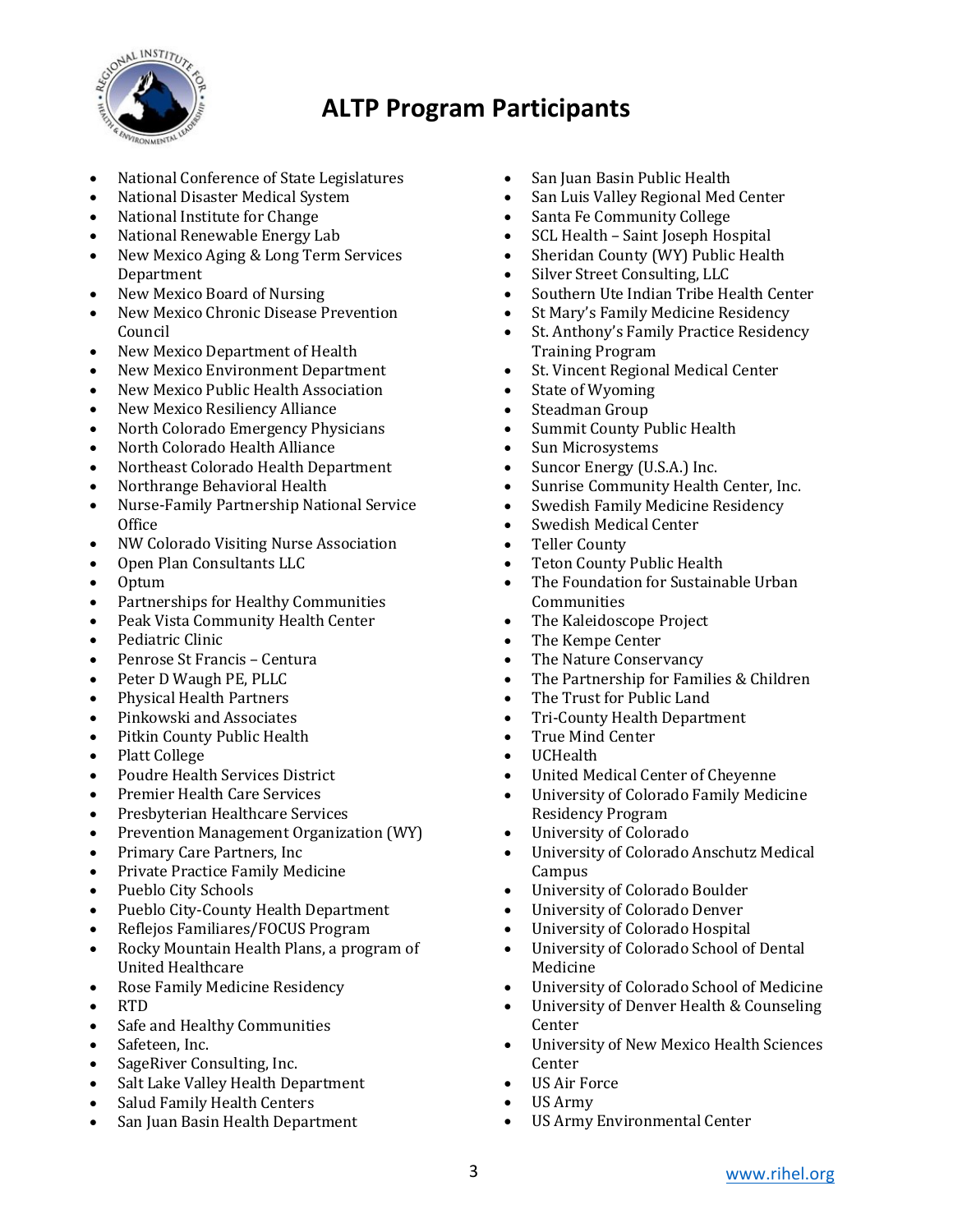# ALTP Program Participants

- National Conference of State Legislatures
- National Disaster Medical System
- National Institute for Change
- National Renewable Energy Lab
- New Mexico Aging & Long Term Services Department
- New Mexico Board of Nursing
- New Mexico Chronic Disease Prevention Council
- New Mexico Department of Health
- New Mexico Environment Department
- New Mexico Public Health Association
- New Mexico Resiliency Alliance
- North Colorado Emergency Physicians
- North Colorado Health Alliance
- Northeast Colorado Health Department
- Northrange Behavioral Health
- Nurse-Family Partnership National Service Office
- NW Colorado Visiting Nurse Association
- Open Plan Consultants LLC
- Optum
- Partnerships for Healthy Communities
- Peak Vista Community Health Center
- Pediatric Clinic
- Penrose St Francis – Centura
- Peter D Waugh PE, PLLC
- Physical Health Partners
- Pinkowski and Associates
- Pitkin County Public Health
- Platt College
- Poudre Health Services District
- Premier Health Care Services
- Presbyterian Healthcare Services
- Prevention Management Organization (WY)
- Primary Care Partners, Inc
- Private Practice Family Medicine
- Pueblo City Schools
- Pueblo City-County Health Department
- Reflejos Familiares/FOCUS Program
- Rocky Mountain Health Plans, a program of United Healthcare
- Rose Family Medicine Residency
- RTD
- Safe and Healthy Communities
- Safeteen, Inc.
- SageRiver Consulting, Inc.
- Salt Lake Valley Health Department
- Salud Family Health Centers
- San Juan Basin Health Department
- San Juan Basin Public Health
- San Luis Valley Regional Med Center
- Santa Fe Community College
- SCL Health – Saint Joseph Hospital
- Sheridan County (WY) Public Health
- Silver Street Consulting, LLC
- Southern Ute Indian Tribe Health Center
- St Mary's Family Medicine Residency
- St. Anthony's Family Practice Residency Training Program
- St. Vincent Regional Medical Center
- State of Wyoming
- Steadman Group
- Summit County Public Health
- Sun Microsystems
- Suncor Energy (U.S.A.) Inc.
- Sunrise Community Health Center, Inc.
- Swedish Family Medicine Residency
- Swedish Medical Center
- Teller County
- Teton County Public Health
- The Foundation for Sustainable Urban Communities
- The Kaleidoscope Project
- The Kempe Center
- The Nature Conservancy
- The Partnership for Families & Children
- The Trust for Public Land
- Tri-County Health Department
- True Mind Center
- UCHealth
- United Medical Center of Cheyenne
- University of Colorado Family Medicine Residency Program
- University of Colorado
- University of Colorado Anschutz Medical Campus
- University of Colorado Boulder
- University of Colorado Denver
- University of Colorado Hospital
- University of Colorado School of Dental Medicine
- University of Colorado School of Medicine
- University of Denver Health & Counseling Center
- University of New Mexico Health Sciences Center
- US Air Force
- US Army
- US Army Environmental Center

www.rihel.org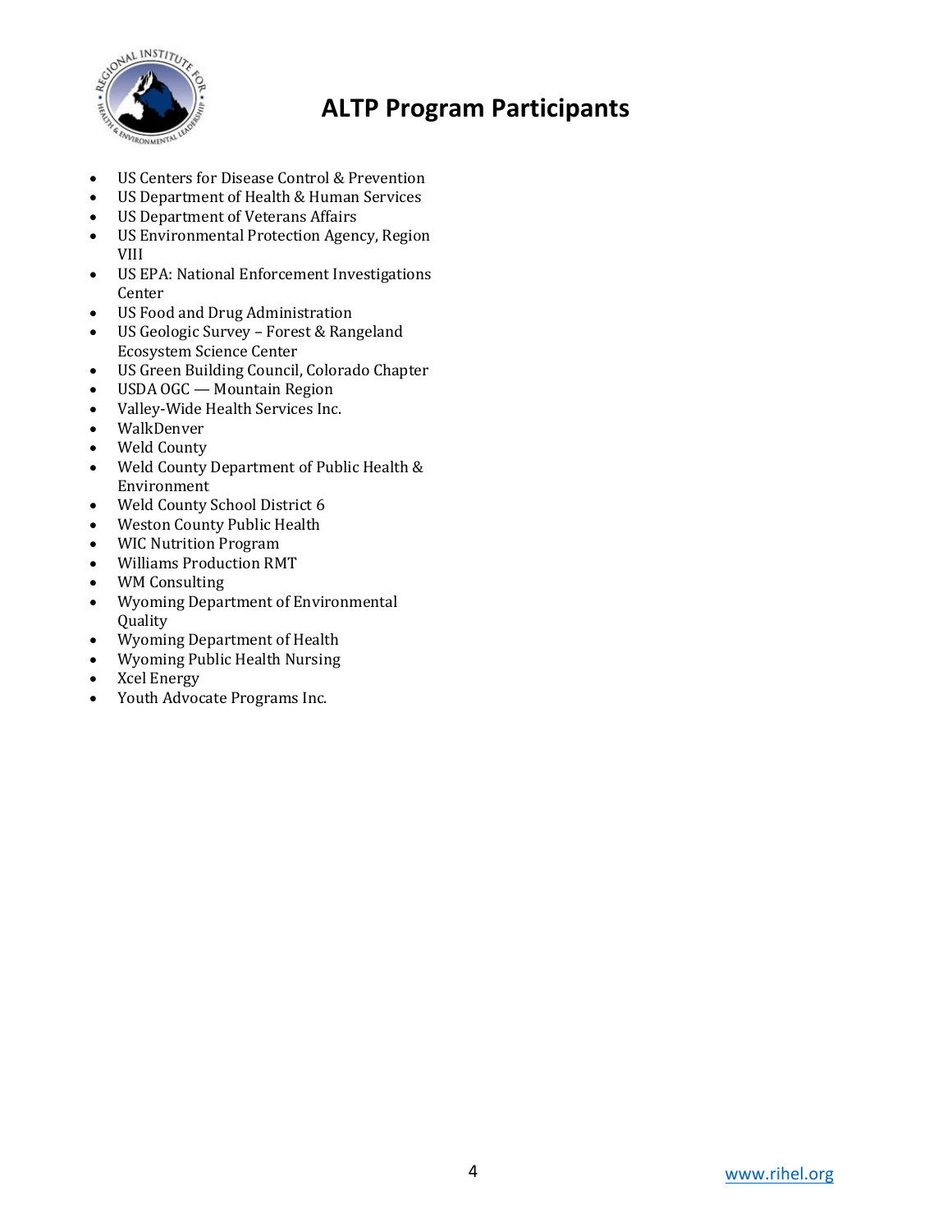# ALTP Program Participants

- US Centers for Disease Control & Prevention
- US Department of Health & Human Services
- US Department of Veterans Affairs
- US Environmental Protection Agency, Region VIII
- US EPA: National Enforcement Investigations Center
- US Food and Drug Administration
- US Geologic Survey – Forest & Rangeland Ecosystem Science Center
- US Green Building Council, Colorado Chapter
- USDA OGC — Mountain Region
- Valley-Wide Health Services Inc.
- WalkDenver
- Weld County
- Weld County Department of Public Health & Environment
- Weld County School District 6
- Weston County Public Health
- WIC Nutrition Program
- Williams Production RMT
- WM Consulting
- Wyoming Department of Environmental Quality
- Wyoming Department of Health
- Wyoming Public Health Nursing
- Xcel Energy
- Youth Advocate Programs Inc.